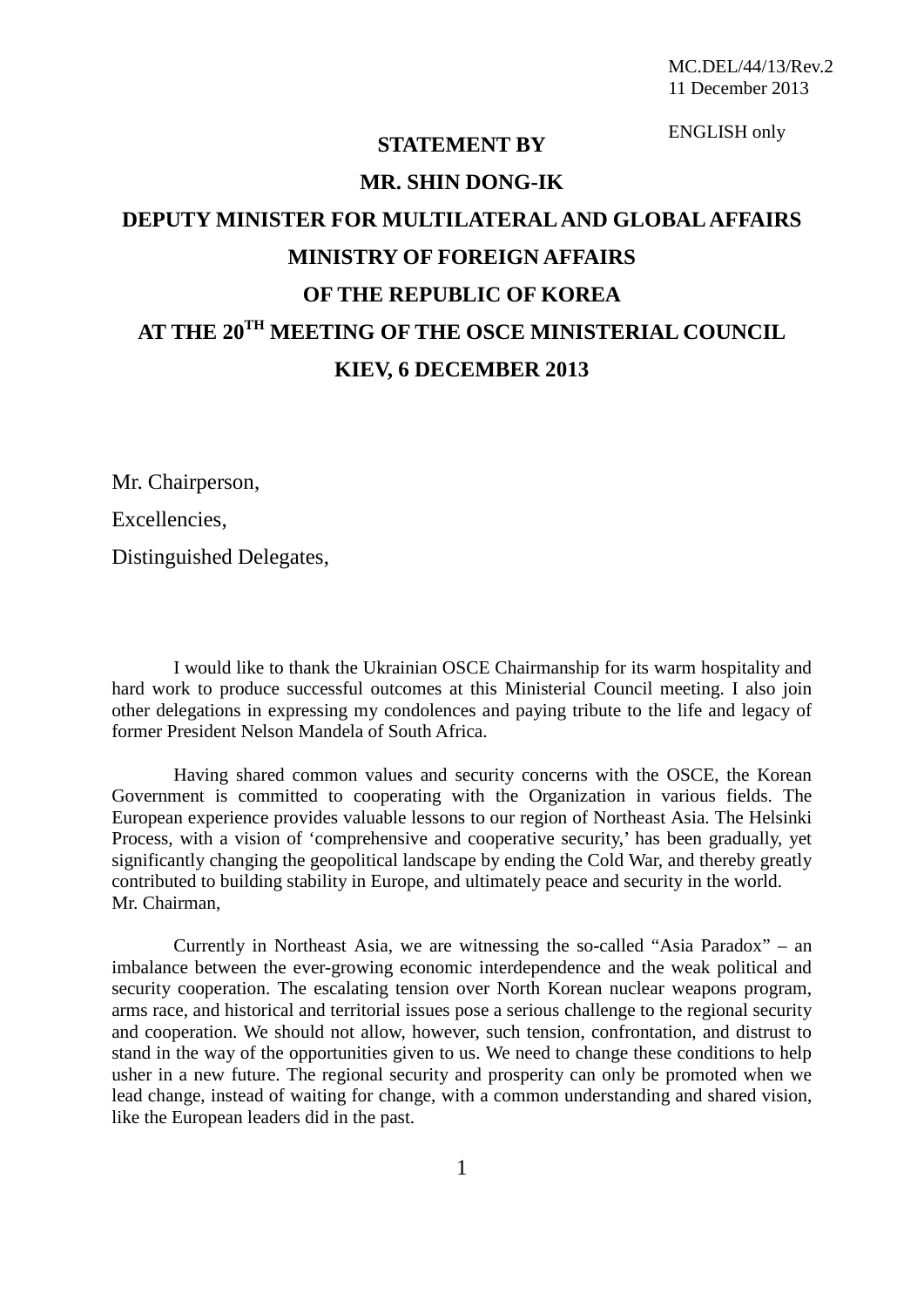MC.DEL/44/13/Rev.2
11 December 2013

ENGLISH only

**STATEMENT BY**

**MR. SHIN DONG-IK**

**DEPUTY MINISTER FOR MULTILATERAL AND GLOBAL AFFAIRS**

**MINISTRY OF FOREIGN AFFAIRS**

**OF THE REPUBLIC OF KOREA**

**AT THE 20TH MEETING OF THE OSCE MINISTERIAL COUNCIL**

**KIEV, 6 DECEMBER 2013**

Mr. Chairperson,

Excellencies,

Distinguished Delegates,

I would like to thank the Ukrainian OSCE Chairmanship for its warm hospitality and hard work to produce successful outcomes at this Ministerial Council meeting. I also join other delegations in expressing my condolences and paying tribute to the life and legacy of former President Nelson Mandela of South Africa.

Having shared common values and security concerns with the OSCE, the Korean Government is committed to cooperating with the Organization in various fields. The European experience provides valuable lessons to our region of Northeast Asia. The Helsinki Process, with a vision of 'comprehensive and cooperative security,' has been gradually, yet significantly changing the geopolitical landscape by ending the Cold War, and thereby greatly contributed to building stability in Europe, and ultimately peace and security in the world.

Mr. Chairman,

Currently in Northeast Asia, we are witnessing the so-called "Asia Paradox" – an imbalance between the ever-growing economic interdependence and the weak political and security cooperation. The escalating tension over North Korean nuclear weapons program, arms race, and historical and territorial issues pose a serious challenge to the regional security and cooperation. We should not allow, however, such tension, confrontation, and distrust to stand in the way of the opportunities given to us. We need to change these conditions to help usher in a new future. The regional security and prosperity can only be promoted when we lead change, instead of waiting for change, with a common understanding and shared vision, like the European leaders did in the past.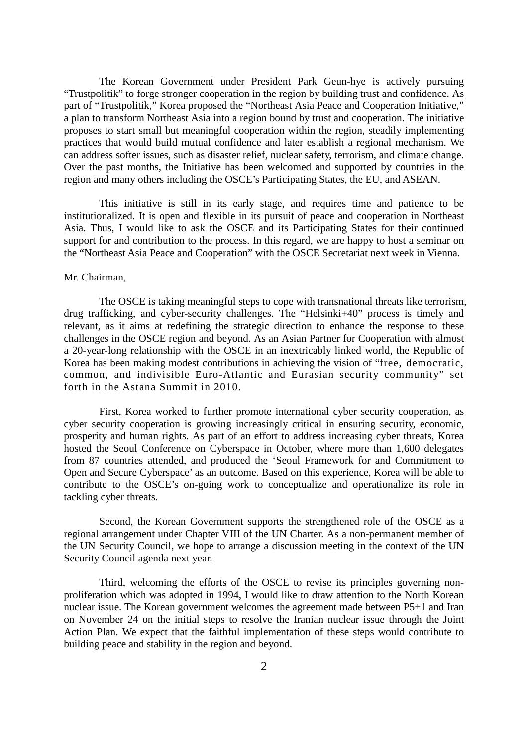The Korean Government under President Park Geun-hye is actively pursuing “Trustpolitik” to forge stronger cooperation in the region by building trust and confidence. As part of “Trustpolitik,” Korea proposed the “Northeast Asia Peace and Cooperation Initiative,” a plan to transform Northeast Asia into a region bound by trust and cooperation. The initiative proposes to start small but meaningful cooperation within the region, steadily implementing practices that would build mutual confidence and later establish a regional mechanism. We can address softer issues, such as disaster relief, nuclear safety, terrorism, and climate change. Over the past months, the Initiative has been welcomed and supported by countries in the region and many others including the OSCE’s Participating States, the EU, and ASEAN.

This initiative is still in its early stage, and requires time and patience to be institutionalized. It is open and flexible in its pursuit of peace and cooperation in Northeast Asia. Thus, I would like to ask the OSCE and its Participating States for their continued support for and contribution to the process. In this regard, we are happy to host a seminar on the “Northeast Asia Peace and Cooperation” with the OSCE Secretariat next week in Vienna.

Mr. Chairman,

The OSCE is taking meaningful steps to cope with transnational threats like terrorism, drug trafficking, and cyber-security challenges. The “Helsinki+40” process is timely and relevant, as it aims at redefining the strategic direction to enhance the response to these challenges in the OSCE region and beyond. As an Asian Partner for Cooperation with almost a 20-year-long relationship with the OSCE in an inextricably linked world, the Republic of Korea has been making modest contributions in achieving the vision of “free, democratic, common, and indivisible Euro-Atlantic and Eurasian security community” set forth in the Astana Summit in 2010.

First, Korea worked to further promote international cyber security cooperation, as cyber security cooperation is growing increasingly critical in ensuring security, economic, prosperity and human rights. As part of an effort to address increasing cyber threats, Korea hosted the Seoul Conference on Cyberspace in October, where more than 1,600 delegates from 87 countries attended, and produced the ‘Seoul Framework for and Commitment to Open and Secure Cyberspace’ as an outcome. Based on this experience, Korea will be able to contribute to the OSCE’s on-going work to conceptualize and operationalize its role in tackling cyber threats.

Second, the Korean Government supports the strengthened role of the OSCE as a regional arrangement under Chapter VIII of the UN Charter. As a non-permanent member of the UN Security Council, we hope to arrange a discussion meeting in the context of the UN Security Council agenda next year.

Third, welcoming the efforts of the OSCE to revise its principles governing non-proliferation which was adopted in 1994, I would like to draw attention to the North Korean nuclear issue. The Korean government welcomes the agreement made between P5+1 and Iran on November 24 on the initial steps to resolve the Iranian nuclear issue through the Joint Action Plan. We expect that the faithful implementation of these steps would contribute to building peace and stability in the region and beyond.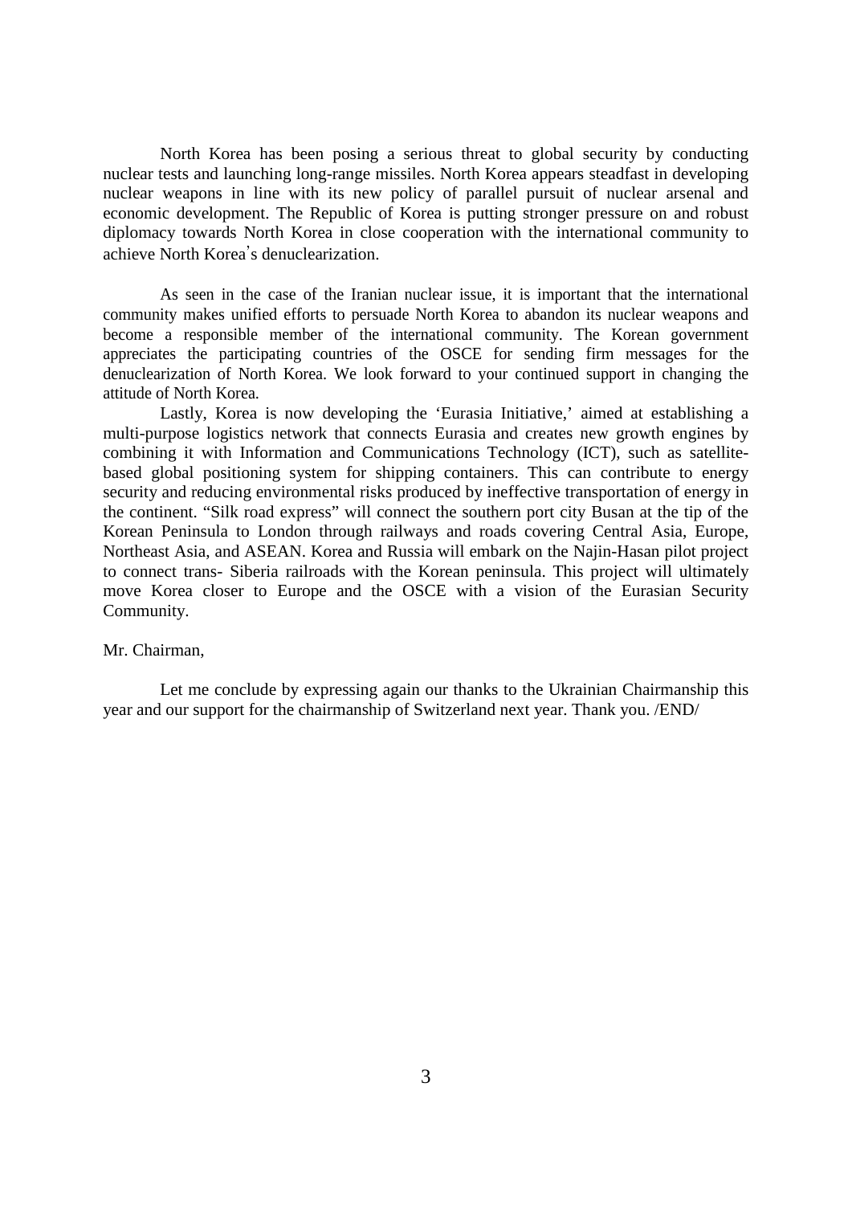North Korea has been posing a serious threat to global security by conducting nuclear tests and launching long-range missiles. North Korea appears steadfast in developing nuclear weapons in line with its new policy of parallel pursuit of nuclear arsenal and economic development. The Republic of Korea is putting stronger pressure on and robust diplomacy towards North Korea in close cooperation with the international community to achieve North Korea's denuclearization.

As seen in the case of the Iranian nuclear issue, it is important that the international community makes unified efforts to persuade North Korea to abandon its nuclear weapons and become a responsible member of the international community. The Korean government appreciates the participating countries of the OSCE for sending firm messages for the denuclearization of North Korea. We look forward to your continued support in changing the attitude of North Korea.

Lastly, Korea is now developing the 'Eurasia Initiative,' aimed at establishing a multi-purpose logistics network that connects Eurasia and creates new growth engines by combining it with Information and Communications Technology (ICT), such as satellite-based global positioning system for shipping containers. This can contribute to energy security and reducing environmental risks produced by ineffective transportation of energy in the continent. "Silk road express" will connect the southern port city Busan at the tip of the Korean Peninsula to London through railways and roads covering Central Asia, Europe, Northeast Asia, and ASEAN. Korea and Russia will embark on the Najin-Hasan pilot project to connect trans- Siberia railroads with the Korean peninsula. This project will ultimately move Korea closer to Europe and the OSCE with a vision of the Eurasian Security Community.

Mr. Chairman,

Let me conclude by expressing again our thanks to the Ukrainian Chairmanship this year and our support for the chairmanship of Switzerland next year. Thank you. /END/